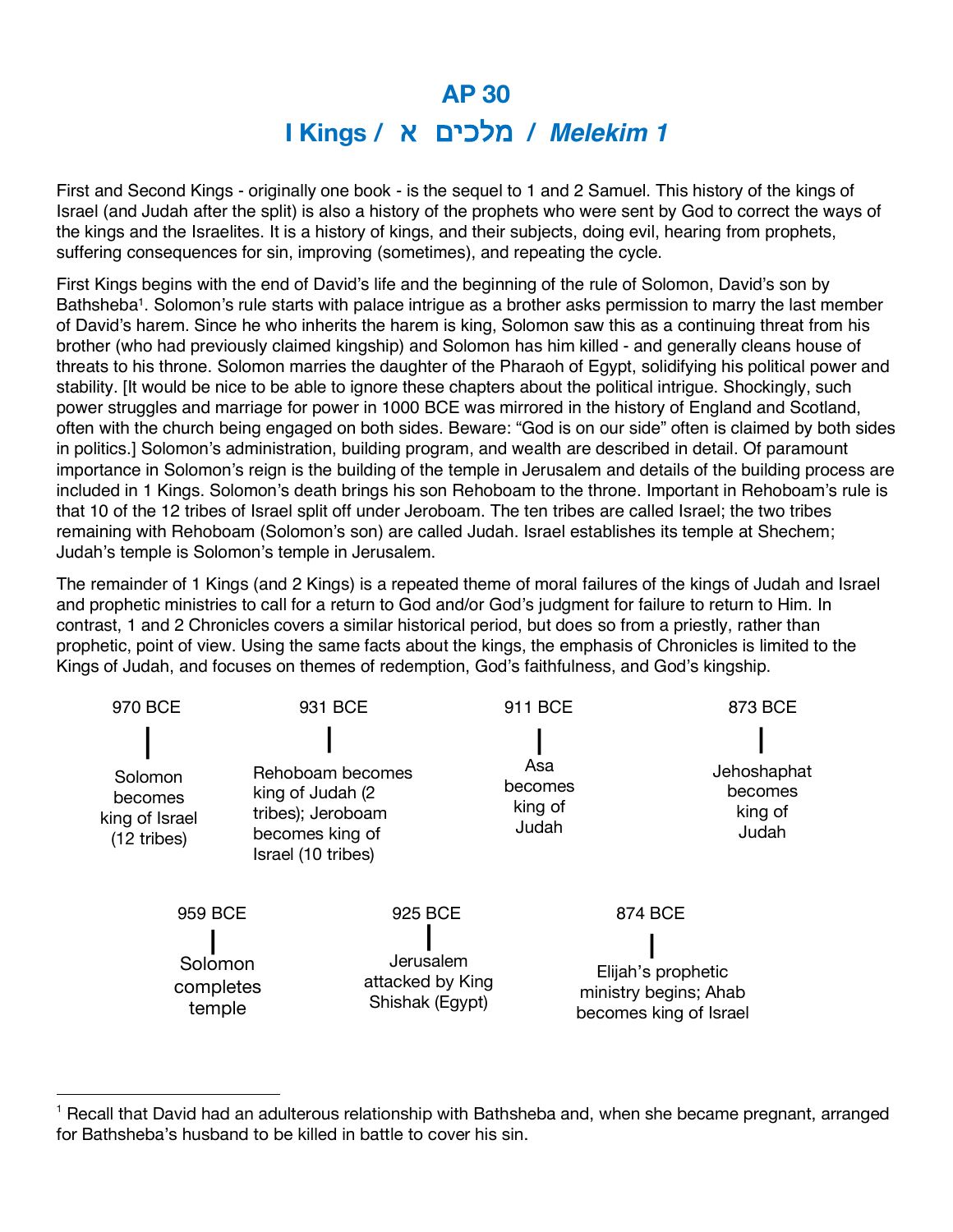# AP 30

# I Kings / מלכים א / *Melekim 1*

First and Second Kings - originally one book - is the sequel to 1 and 2 Samuel. This history of the kings of Israel (and Judah after the split) is also a history of the prophets who were sent by God to correct the ways of the kings and the Israelites. It is a history of kings, and their subjects, doing evil, hearing from prophets, suffering consequences for sin, improving (sometimes), and repeating the cycle.

First Kings begins with the end of David's life and the beginning of the rule of Solomon, David's son by Bathsheba[1]. Solomon's rule starts with palace intrigue as a brother asks permission to marry the last member of David's harem. Since he who inherits the harem is king, Solomon saw this as a continuing threat from his brother (who had previously claimed kingship) and Solomon has him killed - and generally cleans house of threats to his throne. Solomon marries the daughter of the Pharaoh of Egypt, solidifying his political power and stability. [It would be nice to be able to ignore these chapters about the political intrigue. Shockingly, such power struggles and marriage for power in 1000 BCE was mirrored in the history of England and Scotland, often with the church being engaged on both sides. Beware: "God is on our side" often is claimed by both sides in politics.] Solomon's administration, building program, and wealth are described in detail. Of paramount importance in Solomon's reign is the building of the temple in Jerusalem and details of the building process are included in 1 Kings. Solomon's death brings his son Rehoboam to the throne. Important in Rehoboam's rule is that 10 of the 12 tribes of Israel split off under Jeroboam. The ten tribes are called Israel; the two tribes remaining with Rehoboam (Solomon's son) are called Judah. Israel establishes its temple at Shechem; Judah's temple is Solomon's temple in Jerusalem.

The remainder of 1 Kings (and 2 Kings) is a repeated theme of moral failures of the kings of Judah and Israel and prophetic ministries to call for a return to God and/or God's judgment for failure to return to Him. In contrast, 1 and 2 Chronicles covers a similar historical period, but does so from a priestly, rather than prophetic, point of view. Using the same facts about the kings, the emphasis of Chronicles is limited to the Kings of Judah, and focuses on themes of redemption, God's faithfulness, and God's kingship.

- **970 BCE** – Solomon becomes king of Israel (12 tribes)
- **959 BCE** – Solomon completes temple
- **931 BCE** – Rehoboam becomes king of Judah (2 tribes); Jeroboam becomes king of Israel (10 tribes)
- **925 BCE** – Jerusalem attacked by King Shishak (Egypt)
- **911 BCE** – Asa becomes king of Judah
- **874 BCE** – Elijah's prophetic ministry begins; Ahab becomes king of Israel
- **873 BCE** – Jehoshaphat becomes king of Judah

---

[1] Recall that David had an adulterous relationship with Bathsheba and, when she became pregnant, arranged for Bathsheba's husband to be killed in battle to cover his sin.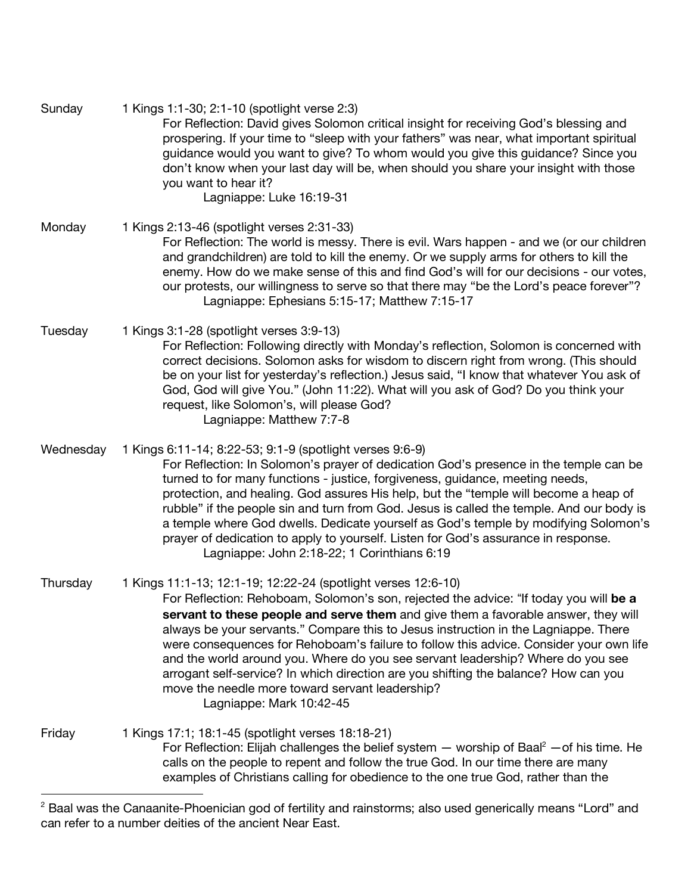**Sunday** 1 Kings 1:1-30; 2:1-10 (spotlight verse 2:3)

For Reflection: David gives Solomon critical insight for receiving God's blessing and prospering. If your time to "sleep with your fathers" was near, what important spiritual guidance would you want to give? To whom would you give this guidance? Since you don't know when your last day will be, when should you share your insight with those you want to hear it?

Lagniappe: Luke 16:19-31

**Monday** 1 Kings 2:13-46 (spotlight verses 2:31-33)

For Reflection: The world is messy. There is evil. Wars happen - and we (or our children and grandchildren) are told to kill the enemy. Or we supply arms for others to kill the enemy. How do we make sense of this and find God's will for our decisions - our votes, our protests, our willingness to serve so that there may "be the Lord's peace forever"?

Lagniappe: Ephesians 5:15-17; Matthew 7:15-17

**Tuesday** 1 Kings 3:1-28 (spotlight verses 3:9-13)

For Reflection: Following directly with Monday's reflection, Solomon is concerned with correct decisions. Solomon asks for wisdom to discern right from wrong. (This should be on your list for yesterday's reflection.) Jesus said, "I know that whatever You ask of God, God will give You." (John 11:22). What will you ask of God? Do you think your request, like Solomon's, will please God?

Lagniappe: Matthew 7:7-8

**Wednesday** 1 Kings 6:11-14; 8:22-53; 9:1-9 (spotlight verses 9:6-9)

For Reflection: In Solomon's prayer of dedication God's presence in the temple can be turned to for many functions - justice, forgiveness, guidance, meeting needs, protection, and healing. God assures His help, but the "temple will become a heap of rubble" if the people sin and turn from God. Jesus is called the temple. And our body is a temple where God dwells. Dedicate yourself as God's temple by modifying Solomon's prayer of dedication to apply to yourself. Listen for God's assurance in response.

Lagniappe: John 2:18-22; 1 Corinthians 6:19

**Thursday** 1 Kings 11:1-13; 12:1-19; 12:22-24 (spotlight verses 12:6-10)

For Reflection: Rehoboam, Solomon's son, rejected the advice: "If today you will **be a servant to these people and serve them** and give them a favorable answer, they will always be your servants." Compare this to Jesus instruction in the Lagniappe. There were consequences for Rehoboam's failure to follow this advice. Consider your own life and the world around you. Where do you see servant leadership? Where do you see arrogant self-service? In which direction are you shifting the balance? How can you move the needle more toward servant leadership?

Lagniappe: Mark 10:42-45

**Friday** 1 Kings 17:1; 18:1-45 (spotlight verses 18:18-21)

For Reflection: Elijah challenges the belief system — worship of Baal[2] —of his time. He calls on the people to repent and follow the true God. In our time there are many examples of Christians calling for obedience to the one true God, rather than the

---

[2] Baal was the Canaanite-Phoenician god of fertility and rainstorms; also used generically means "Lord" and can refer to a number deities of the ancient Near East.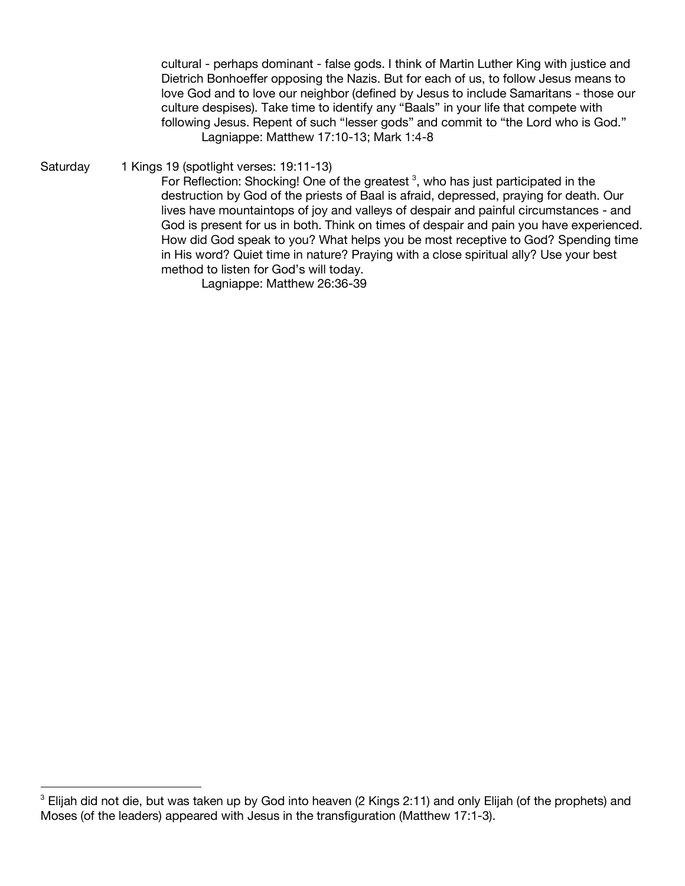cultural - perhaps dominant - false gods. I think of Martin Luther King with justice and Dietrich Bonhoeffer opposing the Nazis. But for each of us, to follow Jesus means to love God and to love our neighbor (defined by Jesus to include Samaritans - those our culture despises). Take time to identify any "Baals" in your life that compete with following Jesus. Repent of such "lesser gods" and commit to "the Lord who is God."

Lagniappe: Matthew 17:10-13; Mark 1:4-8

Saturday 1 Kings 19 (spotlight verses: 19:11-13)

For Reflection: Shocking! One of the greatest [3], who has just participated in the destruction by God of the priests of Baal is afraid, depressed, praying for death. Our lives have mountaintops of joy and valleys of despair and painful circumstances - and God is present for us in both. Think on times of despair and pain you have experienced. How did God speak to you? What helps you be most receptive to God? Spending time in His word? Quiet time in nature? Praying with a close spiritual ally? Use your best method to listen for God's will today.

Lagniappe: Matthew 26:36-39

---

[3] Elijah did not die, but was taken up by God into heaven (2 Kings 2:11) and only Elijah (of the prophets) and Moses (of the leaders) appeared with Jesus in the transfiguration (Matthew 17:1-3).